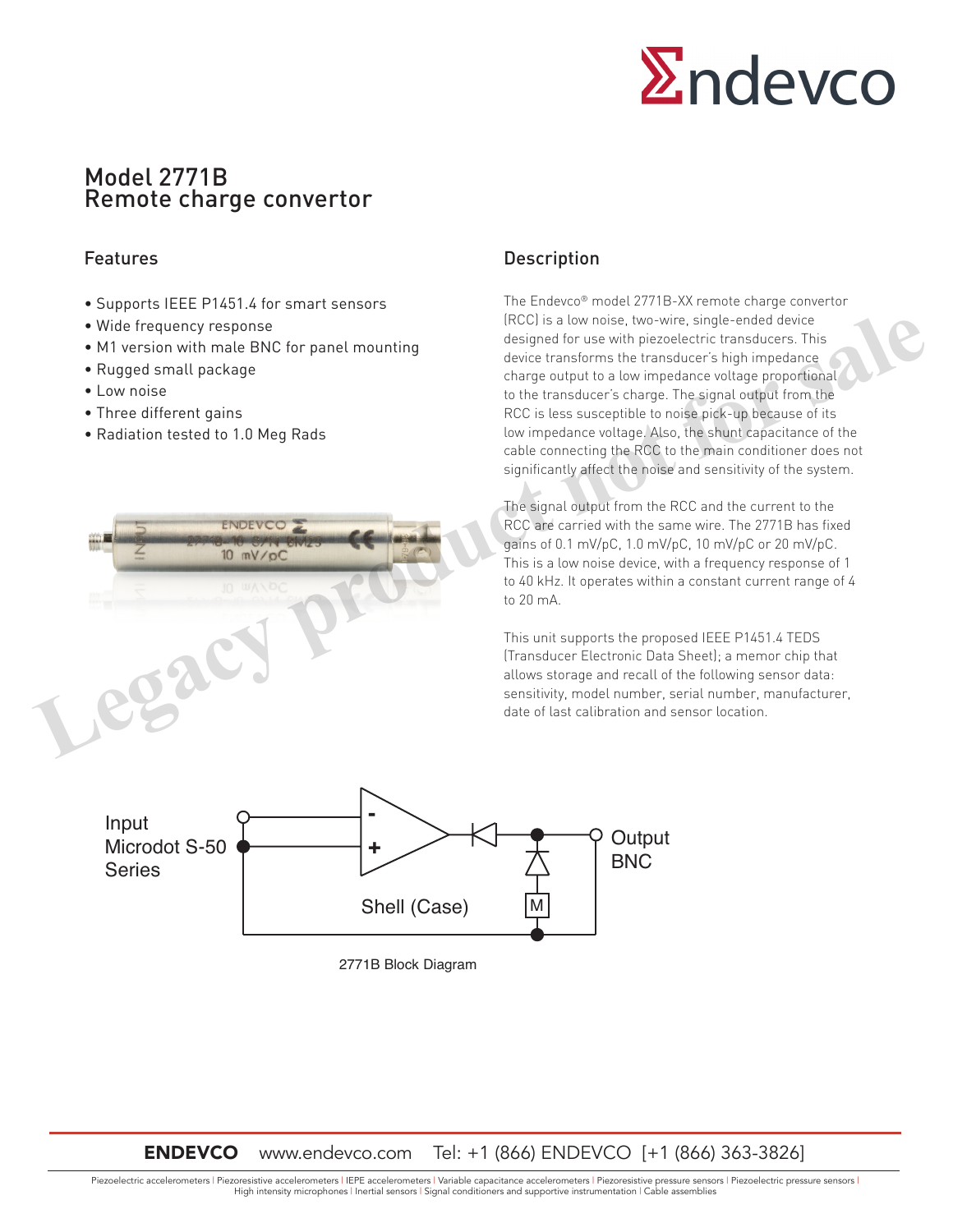# Model 2771B
# Remote charge convertor

## Features

- Supports IEEE P1451.4 for smart sensors
- Wide frequency response
- M1 version with male BNC for panel mounting
- Rugged small package
- Low noise
- Three different gains
- Radiation tested to 1.0 Meg Rads

## Description

The Endevco® model 2771B-XX remote charge convertor (RCC) is a low noise, two-wire, single-ended device designed for use with piezoelectric transducers. This device transforms the transducer's high impedance charge output to a low impedance voltage proportional to the transducer's charge. The signal output from the RCC is less susceptible to noise pick-up because of its low impedance voltage. Also, the shunt capacitance of the cable connecting the RCC to the main conditioner does not significantly affect the noise and sensitivity of the system.

The signal output from the RCC and the current to the RCC are carried with the same wire. The 2771B has fixed gains of 0.1 mV/pC, 1.0 mV/pC, 10 mV/pC or 20 mV/pC. This is a low noise device, with a frequency response of 1 to 40 kHz. It operates within a constant current range of 4 to 20 mA.

This unit supports the proposed IEEE P1451.4 TEDS (Transducer Electronic Data Sheet); a memor chip that allows storage and recall of the following sensor data: sensitivity, model number, serial number, manufacturer, date of last calibration and sensor location.

Input Microdot S-50 Series

Output BNC

Shell (Case)

M

2771B Block Diagram

Legacy product not for sale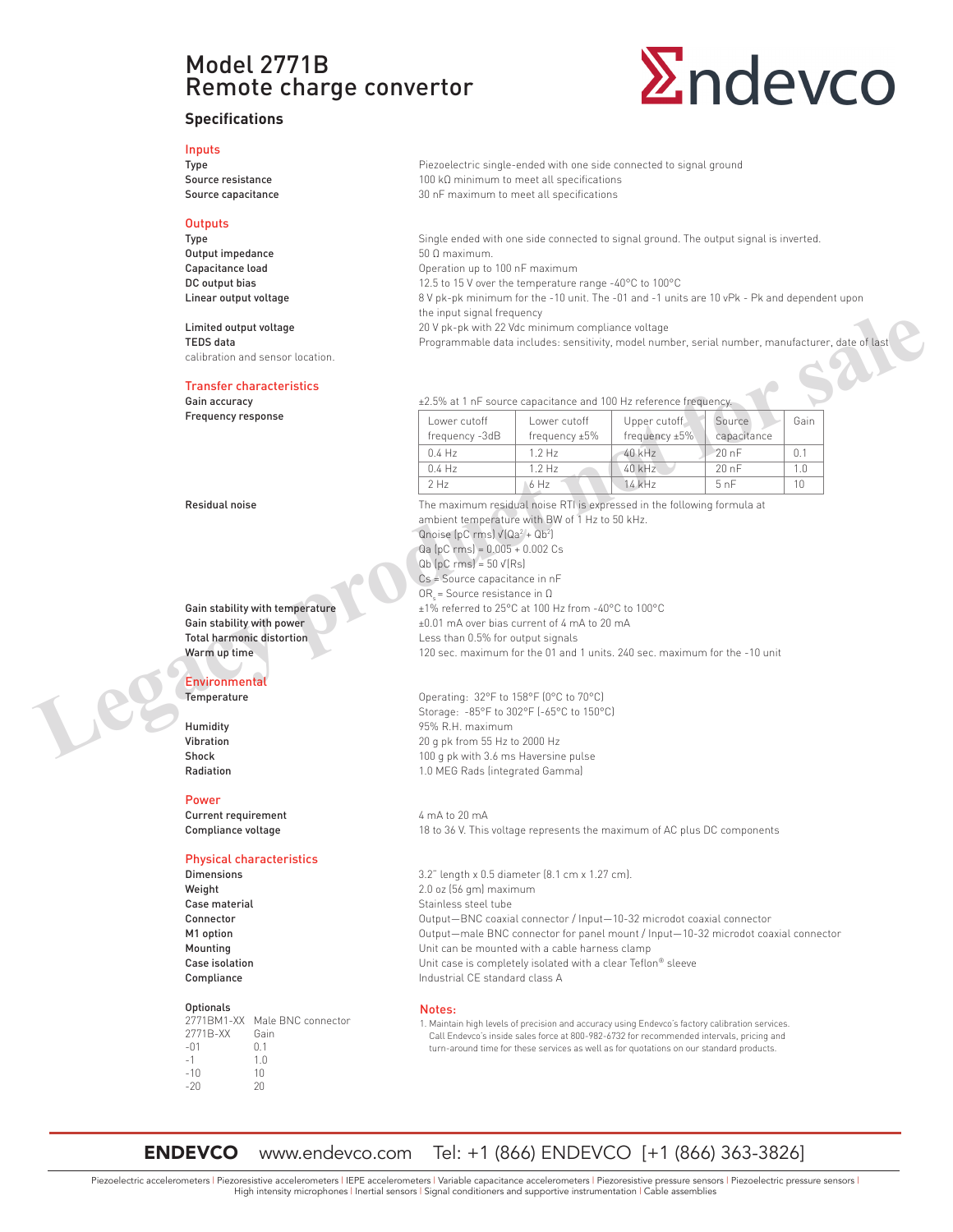# Model 2771B
# Remote charge convertor

## Specifications

### Inputs

| | |
|---|---|
| Type | Piezoelectric single-ended with one side connected to signal ground |
| Source resistance | 100 kΩ minimum to meet all specifications |
| Source capacitance | 30 nF maximum to meet all specifications |

### Outputs

| | |
|---|---|
| Type | Single ended with one side connected to signal ground. The output signal is inverted. |
| Output impedance | 50 Ω maximum. |
| Capacitance load | Operation up to 100 nF maximum |
| DC output bias | 12.5 to 15 V over the temperature range -40°C to 100°C |
| Linear output voltage | 8 V pk-pk minimum for the -10 unit. The -01 and -1 units are 10 vPk - Pk and dependent upon the input signal frequency |
| Limited output voltage | 20 V pk-pk with 22 Vdc minimum compliance voltage |
| TEDS data | Programmable data includes: sensitivity, model number, serial number, manufacturer, date of last calibration and sensor location. |

### Transfer characteristics

Gain accuracy: ±2.5% at 1 nF source capacitance and 100 Hz reference frequency.

Frequency response

| Lower cutoff frequency -3dB | Lower cutoff frequency ±5% | Upper cutoff frequency ±5% | Source capacitance | Gain |
|---|---|---|---|---|
| 0.4 Hz | 1.2 Hz | 40 kHz | 20 nF | 0.1 |
| 0.4 Hz | 1.2 Hz | 40 kHz | 20 nF | 1.0 |
| 2 Hz | 6 Hz | 14 kHz | 5 nF | 10 |

Residual noise: The maximum residual noise RTI is expressed in the following formula at ambient temperature with BW of 1 Hz to 50 kHz.

Qnoise (pC rms) $\sqrt{(Qa^2 + Qb^2)}$

Qa (pC rms) = 0.005 + 0.002 Cs

Qb (pC rms) = 50 $\sqrt{(Rs)}$

Cs = Source capacitance in nF

$OR_s$ = Source resistance in Ω

| | |
|---|---|
| Gain stability with temperature | ±1% referred to 25°C at 100 Hz from -40°C to 100°C |
| Gain stability with power | ±0.01 mA over bias current of 4 mA to 20 mA |
| Total harmonic distortion | Less than 0.5% for output signals |
| Warm up time | 120 sec. maximum for the 01 and 1 units. 240 sec. maximum for the -10 unit |

### Environmental

| | |
|---|---|
| Temperature | Operating: 32°F to 158°F (0°C to 70°C)<br>Storage: -85°F to 302°F (-65°C to 150°C) |
| Humidity | 95% R.H. maximum |
| Vibration | 20 g pk from 55 Hz to 2000 Hz |
| Shock | 100 g pk with 3.6 ms Haversine pulse |
| Radiation | 1.0 MEG Rads (integrated Gamma) |

### Power

| | |
|---|---|
| Current requirement | 4 mA to 20 mA |
| Compliance voltage | 18 to 36 V. This voltage represents the maximum of AC plus DC components |

### Physical characteristics

| | |
|---|---|
| Dimensions | 3.2" length x 0.5 diameter (8.1 cm x 1.27 cm). |
| Weight | 2.0 oz (56 gm) maximum |
| Case material | Stainless steel tube |
| Connector | Output—BNC coaxial connector / Input—10-32 microdot coaxial connector |
| M1 option | Output—male BNC connector for panel mount / Input—10-32 microdot coaxial connector |
| Mounting | Unit can be mounted with a cable harness clamp |
| Case isolation | Unit case is completely isolated with a clear Teflon® sleeve |
| Compliance | Industrial CE standard class A |

### Optionals

2771BM1-XX Male BNC connector

| 2771B-XX | Gain |
|---|---|
| -01 | 0.1 |
| -1 | 1.0 |
| -10 | 10 |
| -20 | 20 |

### Notes:

1. Maintain high levels of precision and accuracy using Endevco's factory calibration services. Call Endevco's inside sales force at 800-982-6732 for recommended intervals, pricing and turn-around time for these services as well as for quotations on our standard products.

ENDEVCO www.endevco.com Tel: +1 (866) ENDEVCO [+1 (866) 363-3826]

Piezoelectric accelerometers | Piezoresistive accelerometers | IEPE accelerometers | Variable capacitance accelerometers | Piezoresistive pressure sensors | Piezoelectric pressure sensors | High intensity microphones | Inertial sensors | Signal conditioners and supportive instrumentation | Cable assemblies